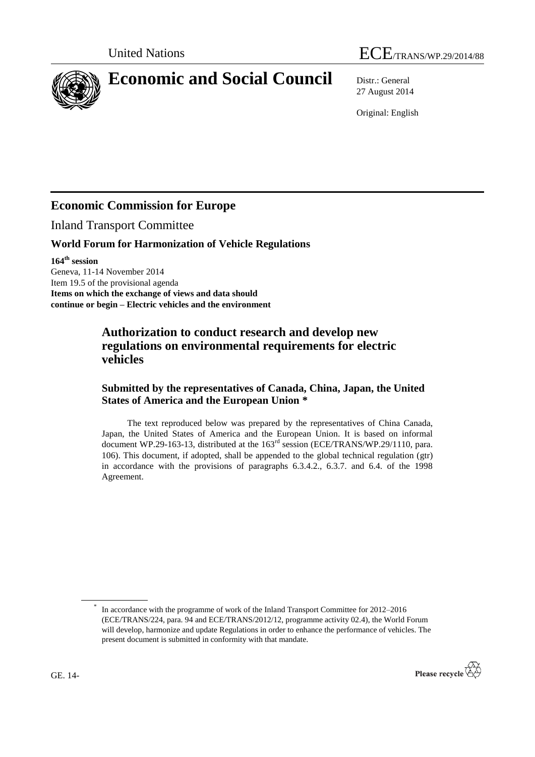United Nations

# ECE/TRANS/WP.29/2014/88

# Economic and Social Council

Distr.: General
27 August 2014

Original: English

## Economic Commission for Europe

Inland Transport Committee

### World Forum for Harmonization of Vehicle Regulations

**164th session**
Geneva, 11-14 November 2014
Item 19.5 of the provisional agenda
**Items on which the exchange of views and data should continue or begin – Electric vehicles and the environment**

## Authorization to conduct research and develop new regulations on environmental requirements for electric vehicles

### Submitted by the representatives of Canada, China, Japan, the United States of America and the European Union *

The text reproduced below was prepared by the representatives of China Canada, Japan, the United States of America and the European Union. It is based on informal document WP.29-163-13, distributed at the 163rd session (ECE/TRANS/WP.29/1110, para. 106). This document, if adopted, shall be appended to the global technical regulation (gtr) in accordance with the provisions of paragraphs 6.3.4.2., 6.3.7. and 6.4. of the 1998 Agreement.

---

\* In accordance with the programme of work of the Inland Transport Committee for 2012–2016 (ECE/TRANS/224, para. 94 and ECE/TRANS/2012/12, programme activity 02.4), the World Forum will develop, harmonize and update Regulations in order to enhance the performance of vehicles. The present document is submitted in conformity with that mandate.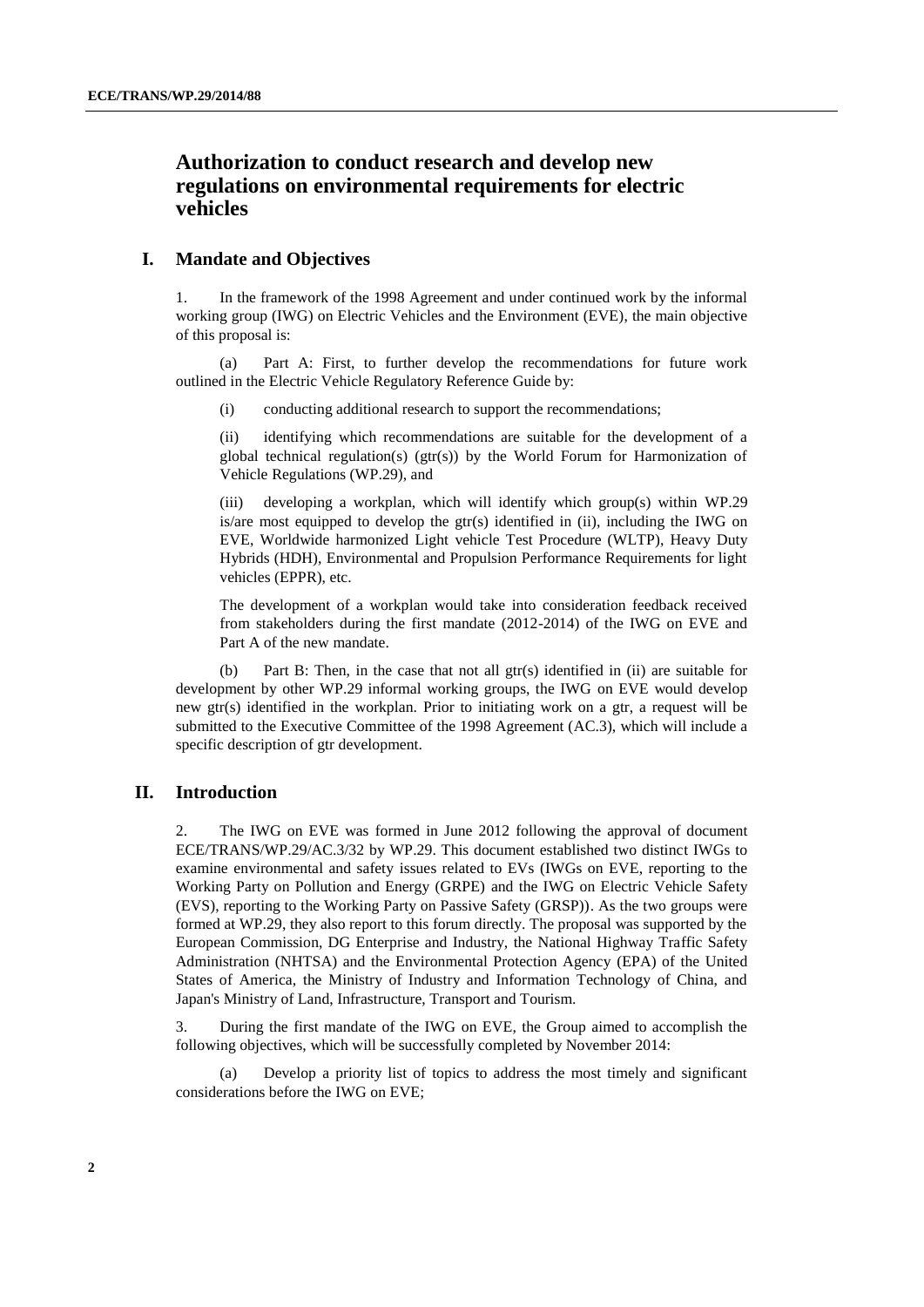# Authorization to conduct research and develop new regulations on environmental requirements for electric vehicles

## I. Mandate and Objectives

1. In the framework of the 1998 Agreement and under continued work by the informal working group (IWG) on Electric Vehicles and the Environment (EVE), the main objective of this proposal is:

(a) Part A: First, to further develop the recommendations for future work outlined in the Electric Vehicle Regulatory Reference Guide by:

(i) conducting additional research to support the recommendations;

(ii) identifying which recommendations are suitable for the development of a global technical regulation(s) (gtr(s)) by the World Forum for Harmonization of Vehicle Regulations (WP.29), and

(iii) developing a workplan, which will identify which group(s) within WP.29 is/are most equipped to develop the gtr(s) identified in (ii), including the IWG on EVE, Worldwide harmonized Light vehicle Test Procedure (WLTP), Heavy Duty Hybrids (HDH), Environmental and Propulsion Performance Requirements for light vehicles (EPPR), etc.

The development of a workplan would take into consideration feedback received from stakeholders during the first mandate (2012-2014) of the IWG on EVE and Part A of the new mandate.

(b) Part B: Then, in the case that not all gtr(s) identified in (ii) are suitable for development by other WP.29 informal working groups, the IWG on EVE would develop new gtr(s) identified in the workplan. Prior to initiating work on a gtr, a request will be submitted to the Executive Committee of the 1998 Agreement (AC.3), which will include a specific description of gtr development.

## II. Introduction

2. The IWG on EVE was formed in June 2012 following the approval of document ECE/TRANS/WP.29/AC.3/32 by WP.29. This document established two distinct IWGs to examine environmental and safety issues related to EVs (IWGs on EVE, reporting to the Working Party on Pollution and Energy (GRPE) and the IWG on Electric Vehicle Safety (EVS), reporting to the Working Party on Passive Safety (GRSP)). As the two groups were formed at WP.29, they also report to this forum directly. The proposal was supported by the European Commission, DG Enterprise and Industry, the National Highway Traffic Safety Administration (NHTSA) and the Environmental Protection Agency (EPA) of the United States of America, the Ministry of Industry and Information Technology of China, and Japan's Ministry of Land, Infrastructure, Transport and Tourism.

3. During the first mandate of the IWG on EVE, the Group aimed to accomplish the following objectives, which will be successfully completed by November 2014:

(a) Develop a priority list of topics to address the most timely and significant considerations before the IWG on EVE;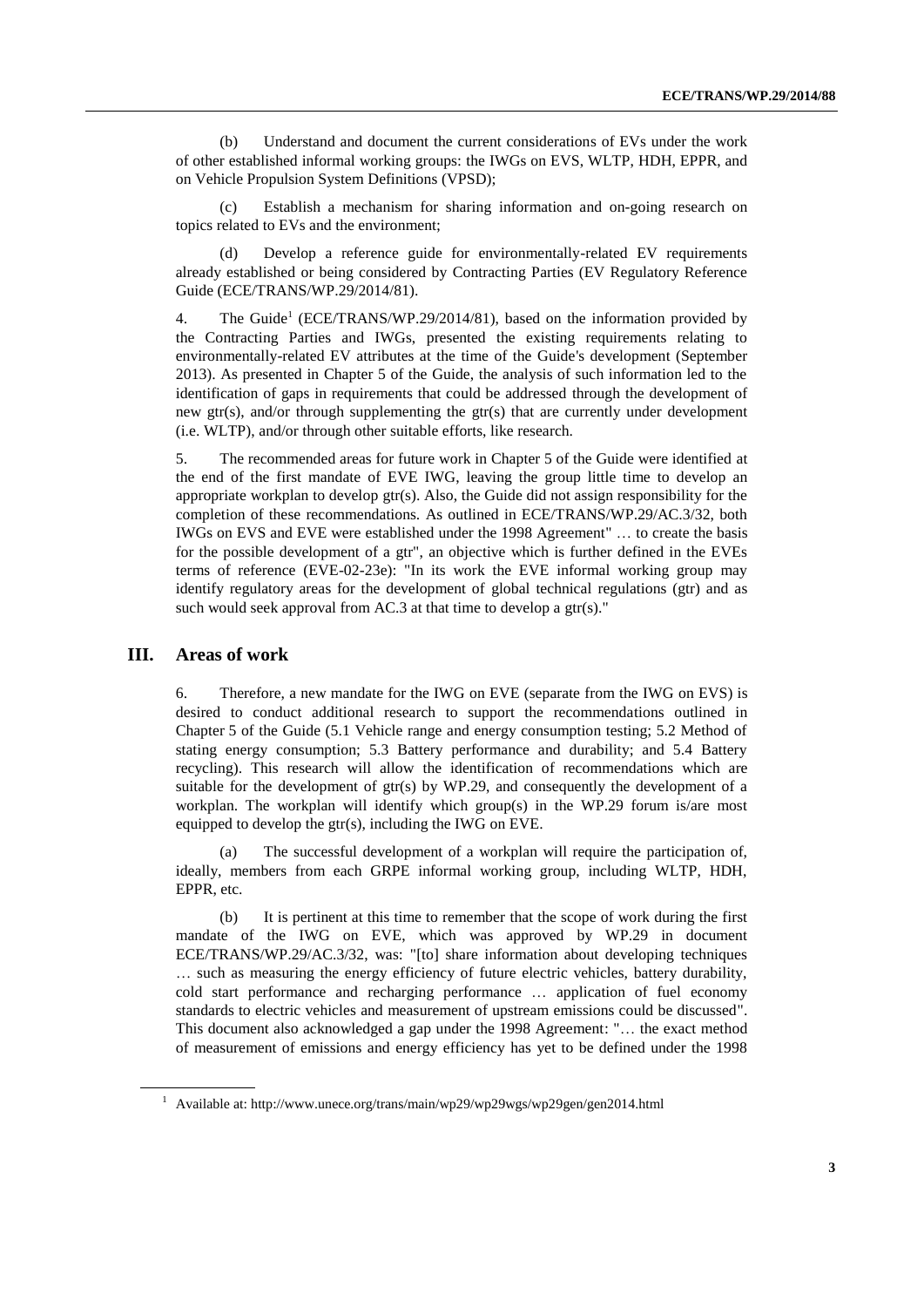(b) Understand and document the current considerations of EVs under the work of other established informal working groups: the IWGs on EVS, WLTP, HDH, EPPR, and on Vehicle Propulsion System Definitions (VPSD);

(c) Establish a mechanism for sharing information and on-going research on topics related to EVs and the environment;

(d) Develop a reference guide for environmentally-related EV requirements already established or being considered by Contracting Parties (EV Regulatory Reference Guide (ECE/TRANS/WP.29/2014/81).

4. The Guide[1] (ECE/TRANS/WP.29/2014/81), based on the information provided by the Contracting Parties and IWGs, presented the existing requirements relating to environmentally-related EV attributes at the time of the Guide's development (September 2013). As presented in Chapter 5 of the Guide, the analysis of such information led to the identification of gaps in requirements that could be addressed through the development of new gtr(s), and/or through supplementing the gtr(s) that are currently under development (i.e. WLTP), and/or through other suitable efforts, like research.

5. The recommended areas for future work in Chapter 5 of the Guide were identified at the end of the first mandate of EVE IWG, leaving the group little time to develop an appropriate workplan to develop gtr(s). Also, the Guide did not assign responsibility for the completion of these recommendations. As outlined in ECE/TRANS/WP.29/AC.3/32, both IWGs on EVS and EVE were established under the 1998 Agreement" … to create the basis for the possible development of a gtr", an objective which is further defined in the EVEs terms of reference (EVE-02-23e): "In its work the EVE informal working group may identify regulatory areas for the development of global technical regulations (gtr) and as such would seek approval from AC.3 at that time to develop a gtr(s)."

## III. Areas of work

6. Therefore, a new mandate for the IWG on EVE (separate from the IWG on EVS) is desired to conduct additional research to support the recommendations outlined in Chapter 5 of the Guide (5.1 Vehicle range and energy consumption testing; 5.2 Method of stating energy consumption; 5.3 Battery performance and durability; and 5.4 Battery recycling). This research will allow the identification of recommendations which are suitable for the development of gtr(s) by WP.29, and consequently the development of a workplan. The workplan will identify which group(s) in the WP.29 forum is/are most equipped to develop the gtr(s), including the IWG on EVE.

(a) The successful development of a workplan will require the participation of, ideally, members from each GRPE informal working group, including WLTP, HDH, EPPR, etc.

(b) It is pertinent at this time to remember that the scope of work during the first mandate of the IWG on EVE, which was approved by WP.29 in document ECE/TRANS/WP.29/AC.3/32, was: "[to] share information about developing techniques … such as measuring the energy efficiency of future electric vehicles, battery durability, cold start performance and recharging performance … application of fuel economy standards to electric vehicles and measurement of upstream emissions could be discussed". This document also acknowledged a gap under the 1998 Agreement: "… the exact method of measurement of emissions and energy efficiency has yet to be defined under the 1998

[1] Available at: http://www.unece.org/trans/main/wp29/wp29wgs/wp29gen/gen2014.html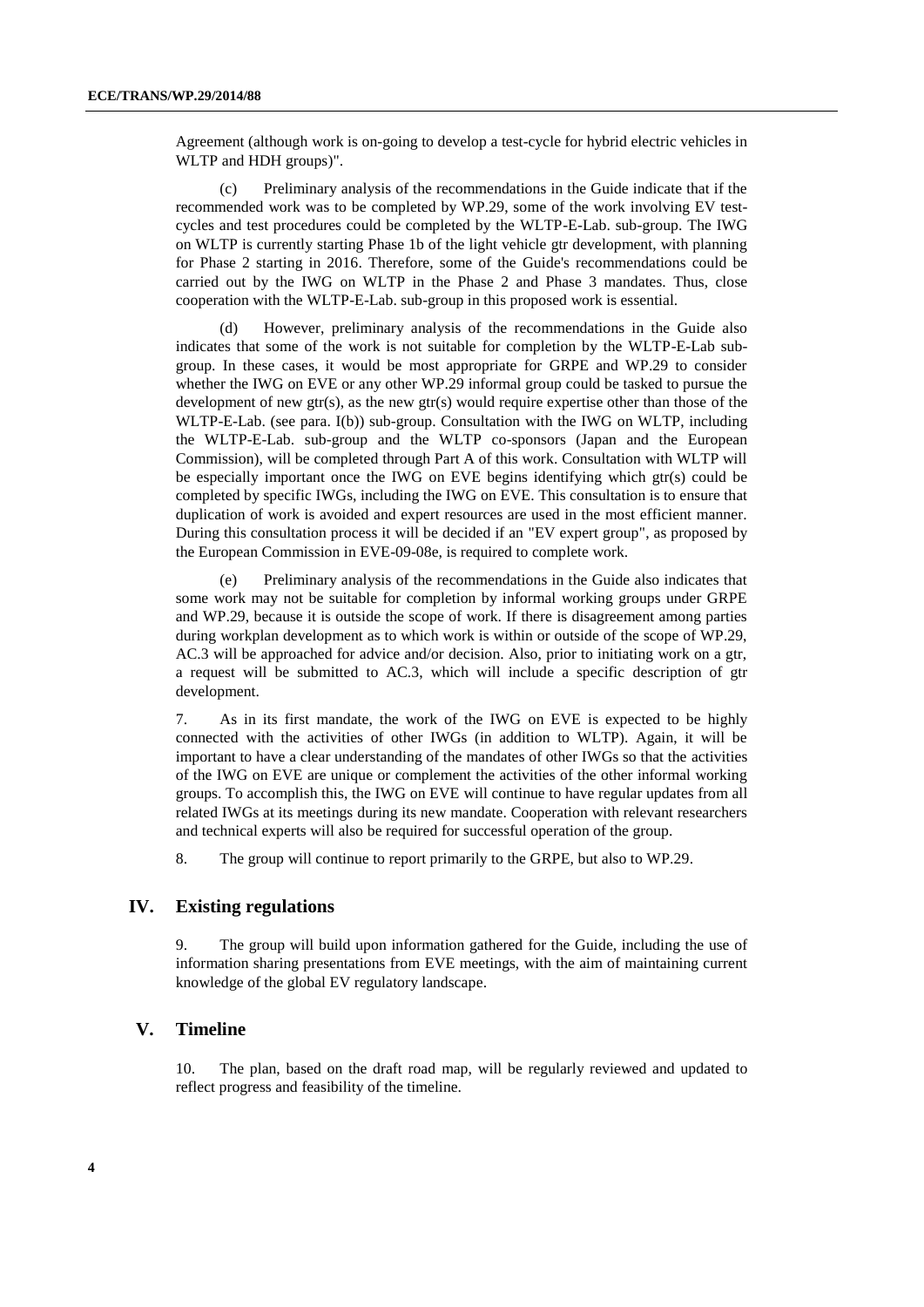Agreement (although work is on-going to develop a test-cycle for hybrid electric vehicles in WLTP and HDH groups)".

(c) Preliminary analysis of the recommendations in the Guide indicate that if the recommended work was to be completed by WP.29, some of the work involving EV test-cycles and test procedures could be completed by the WLTP-E-Lab. sub-group. The IWG on WLTP is currently starting Phase 1b of the light vehicle gtr development, with planning for Phase 2 starting in 2016. Therefore, some of the Guide's recommendations could be carried out by the IWG on WLTP in the Phase 2 and Phase 3 mandates. Thus, close cooperation with the WLTP-E-Lab. sub-group in this proposed work is essential.

(d) However, preliminary analysis of the recommendations in the Guide also indicates that some of the work is not suitable for completion by the WLTP-E-Lab sub-group. In these cases, it would be most appropriate for GRPE and WP.29 to consider whether the IWG on EVE or any other WP.29 informal group could be tasked to pursue the development of new gtr(s), as the new gtr(s) would require expertise other than those of the WLTP-E-Lab. (see para. I(b)) sub-group. Consultation with the IWG on WLTP, including the WLTP-E-Lab. sub-group and the WLTP co-sponsors (Japan and the European Commission), will be completed through Part A of this work. Consultation with WLTP will be especially important once the IWG on EVE begins identifying which gtr(s) could be completed by specific IWGs, including the IWG on EVE. This consultation is to ensure that duplication of work is avoided and expert resources are used in the most efficient manner. During this consultation process it will be decided if an "EV expert group", as proposed by the European Commission in EVE-09-08e, is required to complete work.

(e) Preliminary analysis of the recommendations in the Guide also indicates that some work may not be suitable for completion by informal working groups under GRPE and WP.29, because it is outside the scope of work. If there is disagreement among parties during workplan development as to which work is within or outside of the scope of WP.29, AC.3 will be approached for advice and/or decision. Also, prior to initiating work on a gtr, a request will be submitted to AC.3, which will include a specific description of gtr development.

7. As in its first mandate, the work of the IWG on EVE is expected to be highly connected with the activities of other IWGs (in addition to WLTP). Again, it will be important to have a clear understanding of the mandates of other IWGs so that the activities of the IWG on EVE are unique or complement the activities of the other informal working groups. To accomplish this, the IWG on EVE will continue to have regular updates from all related IWGs at its meetings during its new mandate. Cooperation with relevant researchers and technical experts will also be required for successful operation of the group.

8. The group will continue to report primarily to the GRPE, but also to WP.29.

## IV. Existing regulations

9. The group will build upon information gathered for the Guide, including the use of information sharing presentations from EVE meetings, with the aim of maintaining current knowledge of the global EV regulatory landscape.

## V. Timeline

10. The plan, based on the draft road map, will be regularly reviewed and updated to reflect progress and feasibility of the timeline.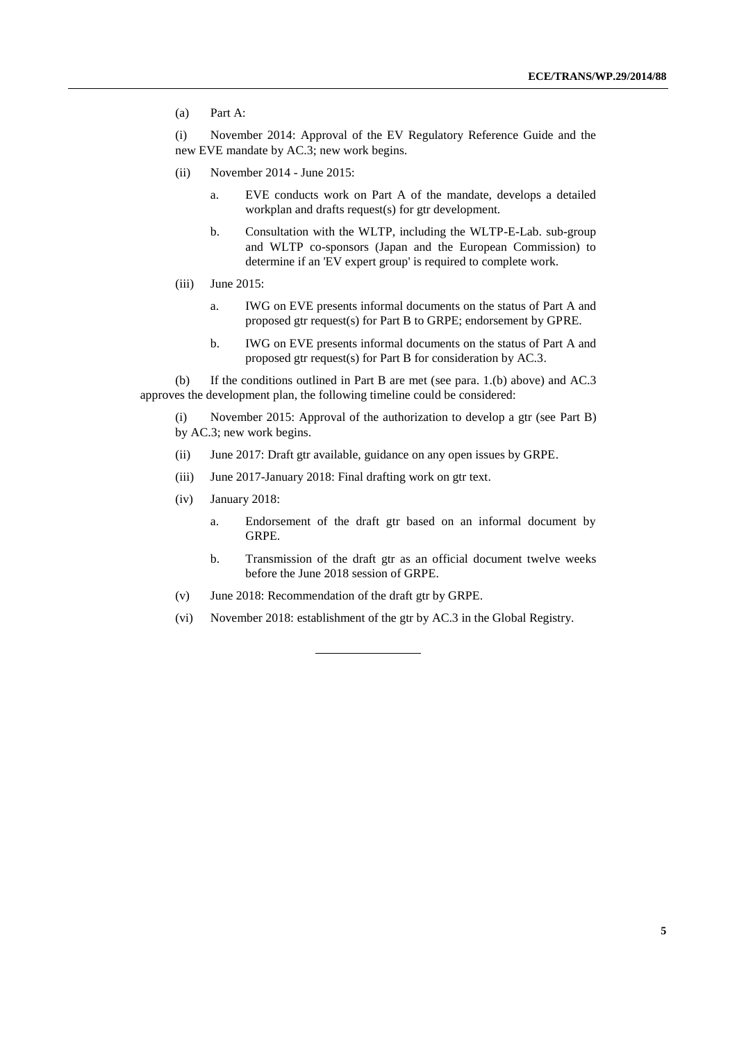(a) Part A:

(i) November 2014: Approval of the EV Regulatory Reference Guide and the new EVE mandate by AC.3; new work begins.

(ii) November 2014 - June 2015:

  a. EVE conducts work on Part A of the mandate, develops a detailed workplan and drafts request(s) for gtr development.

  b. Consultation with the WLTP, including the WLTP-E-Lab. sub-group and WLTP co-sponsors (Japan and the European Commission) to determine if an 'EV expert group' is required to complete work.

(iii) June 2015:

  a. IWG on EVE presents informal documents on the status of Part A and proposed gtr request(s) for Part B to GRPE; endorsement by GPRE.

  b. IWG on EVE presents informal documents on the status of Part A and proposed gtr request(s) for Part B for consideration by AC.3.

(b) If the conditions outlined in Part B are met (see para. 1.(b) above) and AC.3 approves the development plan, the following timeline could be considered:

(i) November 2015: Approval of the authorization to develop a gtr (see Part B) by AC.3; new work begins.

(ii) June 2017: Draft gtr available, guidance on any open issues by GRPE.

(iii) June 2017-January 2018: Final drafting work on gtr text.

(iv) January 2018:

  a. Endorsement of the draft gtr based on an informal document by GRPE.

  b. Transmission of the draft gtr as an official document twelve weeks before the June 2018 session of GRPE.

(v) June 2018: Recommendation of the draft gtr by GRPE.

(vi) November 2018: establishment of the gtr by AC.3 in the Global Registry.